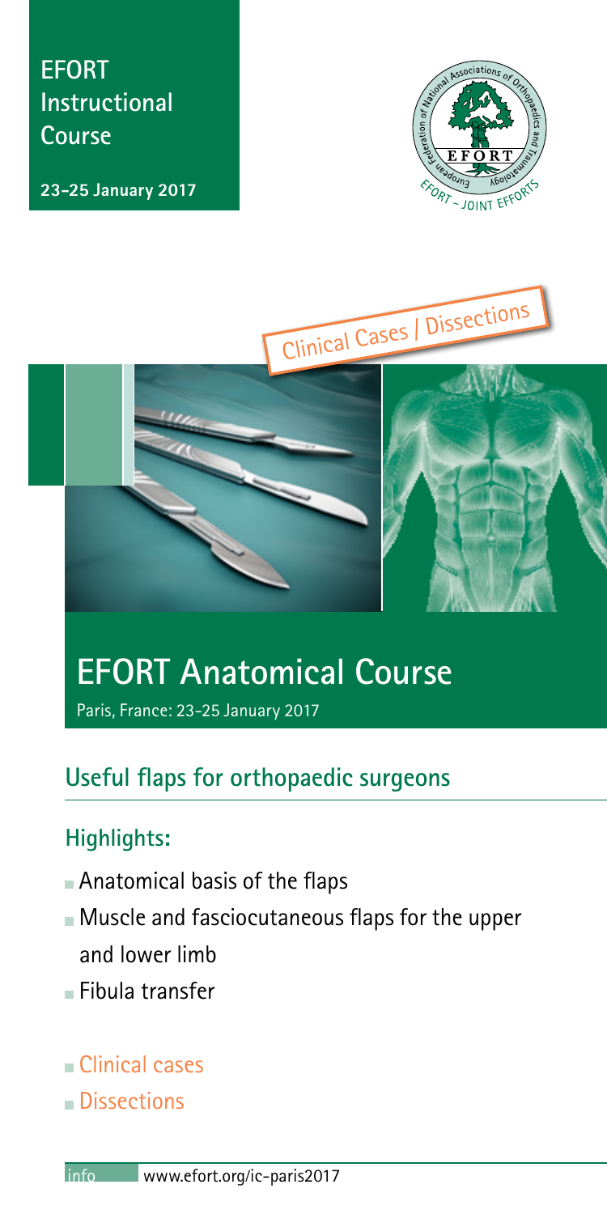EFORT Instructional Course

**23-25 January 2017**

Clinical Cases / Dissections

# EFORT Anatomical Course

Paris, France: 23-25 January 2017

## Useful flaps for orthopaedic surgeons

## Highlights:

- Anatomical basis of the flaps
- Muscle and fasciocutaneous flaps for the upper and lower limb
- Fibula transfer
- Clinical cases
- Dissections

info www.efort.org/ic-paris2017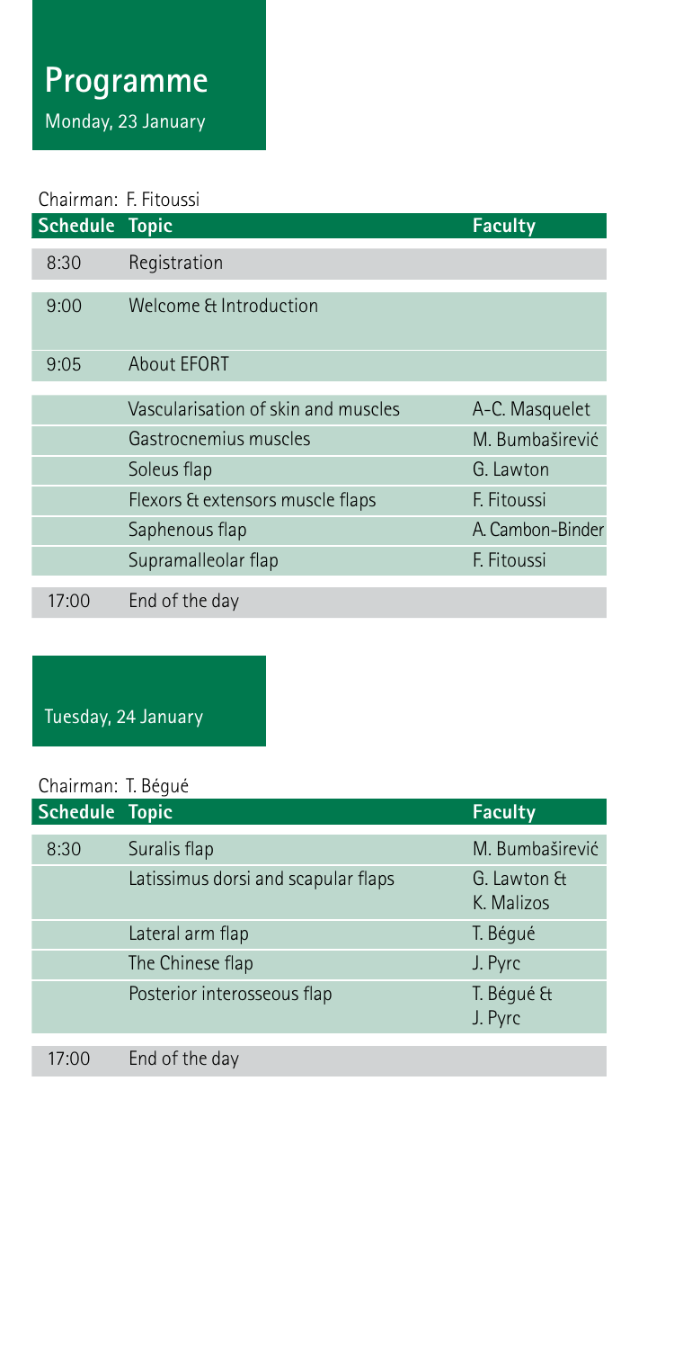# Programme

## Monday, 23 January

Chairman: F. Fitoussi

| Schedule | Topic | Faculty |
| --- | --- | --- |
| 8:30 | Registration | |
| 9:00 | Welcome & Introduction | |
| 9:05 | About EFORT | |
| | Vascularisation of skin and muscles | A-C. Masquelet |
| | Gastrocnemius muscles | M. Bumbaširević |
| | Soleus flap | G. Lawton |
| | Flexors & extensors muscle flaps | F. Fitoussi |
| | Saphenous flap | A. Cambon-Binder |
| | Supramalleolar flap | F. Fitoussi |
| 17:00 | End of the day | |

## Tuesday, 24 January

Chairman: T. Bégué

| Schedule | Topic | Faculty |
| --- | --- | --- |
| 8:30 | Suralis flap | M. Bumbaširević |
| | Latissimus dorsi and scapular flaps | G. Lawton & K. Malizos |
| | Lateral arm flap | T. Bégué |
| | The Chinese flap | J. Pyrc |
| | Posterior interosseous flap | T. Bégué & J. Pyrc |
| 17:00 | End of the day | |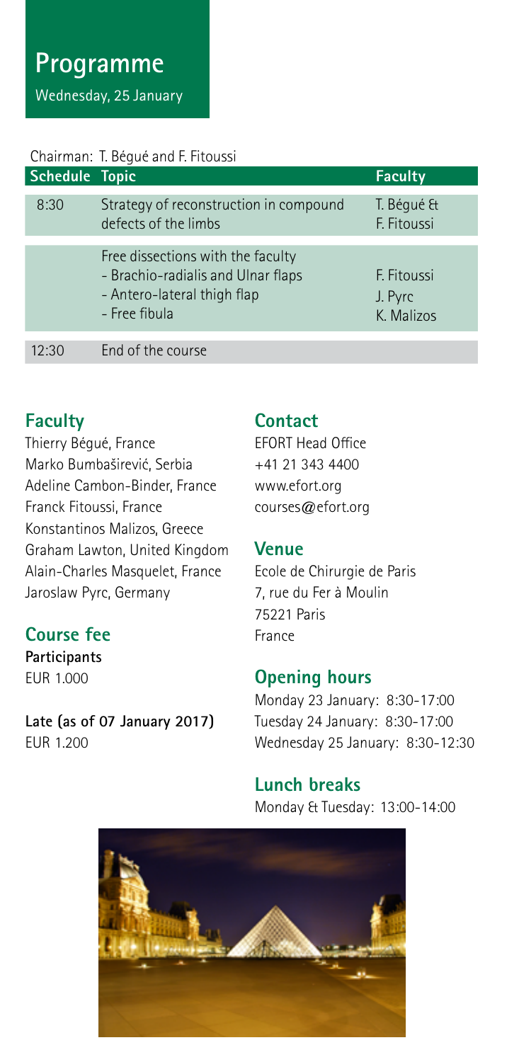# Programme

Wednesday, 25 January

Chairman: T. Bégué and F. Fitoussi

| Schedule | Topic | Faculty |
| --- | --- | --- |
| 8:30 | Strategy of reconstruction in compound defects of the limbs | T. Bégué & F. Fitoussi |
| | Free dissections with the faculty<br>- Brachio-radialis and Ulnar flaps<br>- Antero-lateral thigh flap<br>- Free fibula | F. Fitoussi<br>J. Pyrc<br>K. Malizos |
| 12:30 | End of the course | |

## Faculty

Thierry Bégué, France
Marko Bumbaširević, Serbia
Adeline Cambon-Binder, France
Franck Fitoussi, France
Konstantinos Malizos, Greece
Graham Lawton, United Kingdom
Alain-Charles Masquelet, France
Jaroslaw Pyrc, Germany

## Course fee

**Participants**
EUR 1.000

**Late (as of 07 January 2017)**
EUR 1.200

## Contact

EFORT Head Office
+41 21 343 4400
www.efort.org
courses@efort.org

## Venue

Ecole de Chirurgie de Paris
7, rue du Fer à Moulin
75221 Paris
France

## Opening hours

Monday 23 January: 8:30-17:00
Tuesday 24 January: 8:30-17:00
Wednesday 25 January: 8:30-12:30

## Lunch breaks

Monday & Tuesday: 13:00-14:00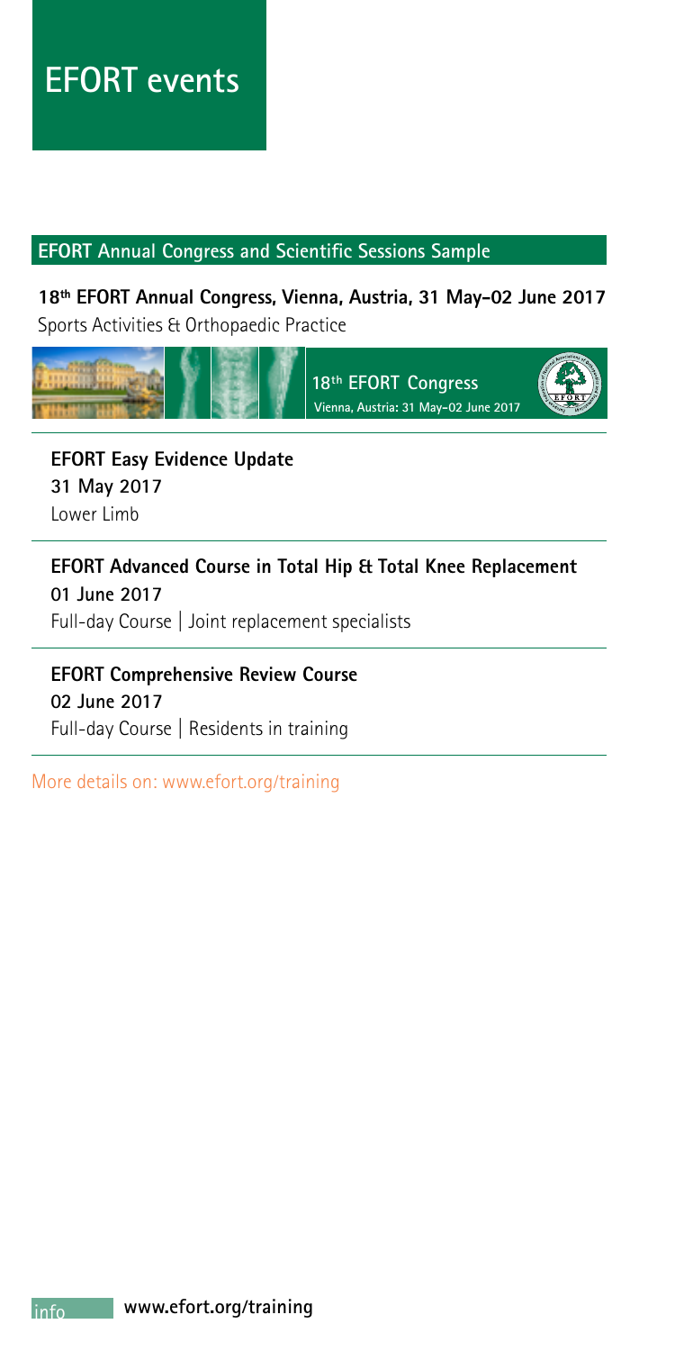# EFORT events

## EFORT Annual Congress and Scientific Sessions Sample

**18th EFORT Annual Congress, Vienna, Austria, 31 May-02 June 2017**
Sports Activities & Orthopaedic Practice

18th EFORT Congress
Vienna, Austria: 31 May-02 June 2017

**EFORT Easy Evidence Update**
**31 May 2017**
Lower Limb

**EFORT Advanced Course in Total Hip & Total Knee Replacement**
**01 June 2017**
Full-day Course | Joint replacement specialists

**EFORT Comprehensive Review Course**
**02 June 2017**
Full-day Course | Residents in training

More details on: www.efort.org/training

info **www.efort.org/training**